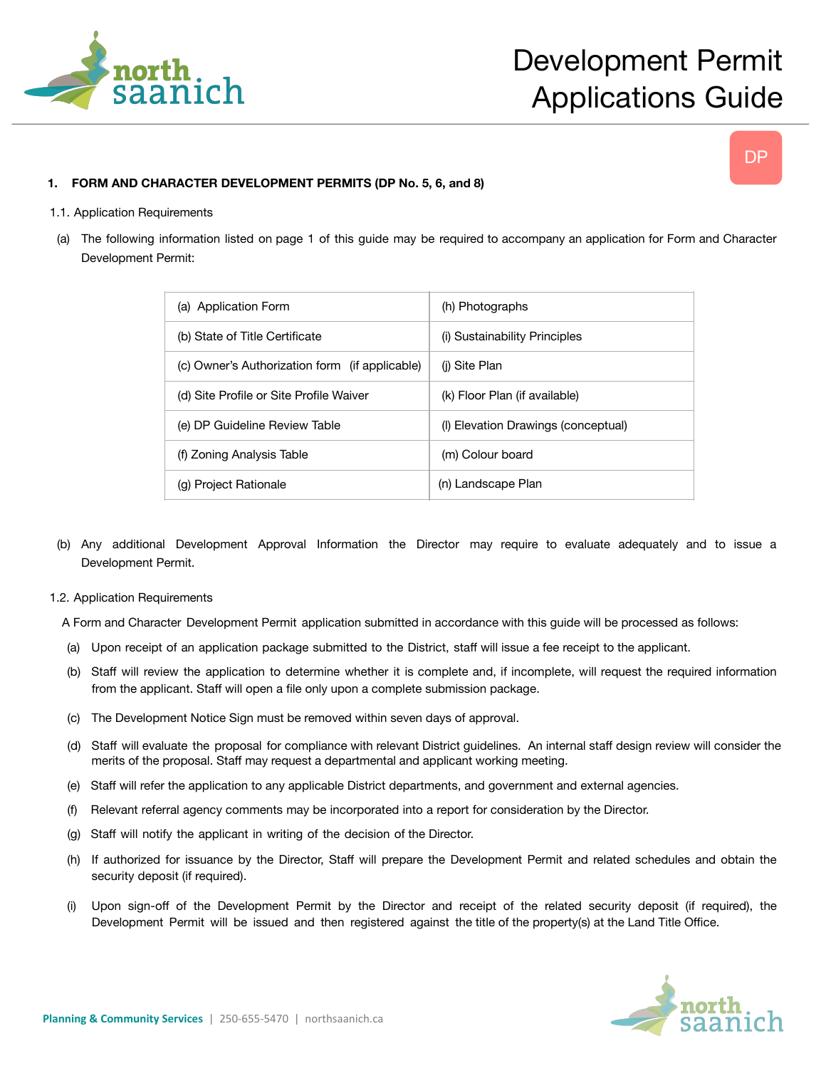# Development Permit Applications Guide

DP

## 1. FORM AND CHARACTER DEVELOPMENT PERMITS (DP No. 5, 6, and 8)

### 1.1. Application Requirements

(a) The following information listed on page 1 of this guide may be required to accompany an application for Form and Character Development Permit:

| | |
|---|---|
| (a) Application Form | (h) Photographs |
| (b) State of Title Certificate | (i) Sustainability Principles |
| (c) Owner's Authorization form (if applicable) | (j) Site Plan |
| (d) Site Profile or Site Profile Waiver | (k) Floor Plan (if available) |
| (e) DP Guideline Review Table | (l) Elevation Drawings (conceptual) |
| (f) Zoning Analysis Table | (m) Colour board |
| (g) Project Rationale | (n) Landscape Plan |

(b) Any additional Development Approval Information the Director may require to evaluate adequately and to issue a Development Permit.

### 1.2. Application Requirements

A Form and Character Development Permit application submitted in accordance with this guide will be processed as follows:

(a) Upon receipt of an application package submitted to the District, staff will issue a fee receipt to the applicant.

(b) Staff will review the application to determine whether it is complete and, if incomplete, will request the required information from the applicant. Staff will open a file only upon a complete submission package.

(c) The Development Notice Sign must be removed within seven days of approval.

(d) Staff will evaluate the proposal for compliance with relevant District guidelines. An internal staff design review will consider the merits of the proposal. Staff may request a departmental and applicant working meeting.

(e) Staff will refer the application to any applicable District departments, and government and external agencies.

(f) Relevant referral agency comments may be incorporated into a report for consideration by the Director.

(g) Staff will notify the applicant in writing of the decision of the Director.

(h) If authorized for issuance by the Director, Staff will prepare the Development Permit and related schedules and obtain the security deposit (if required).

(i) Upon sign-off of the Development Permit by the Director and receipt of the related security deposit (if required), the Development Permit will be issued and then registered against the title of the property(s) at the Land Title Office.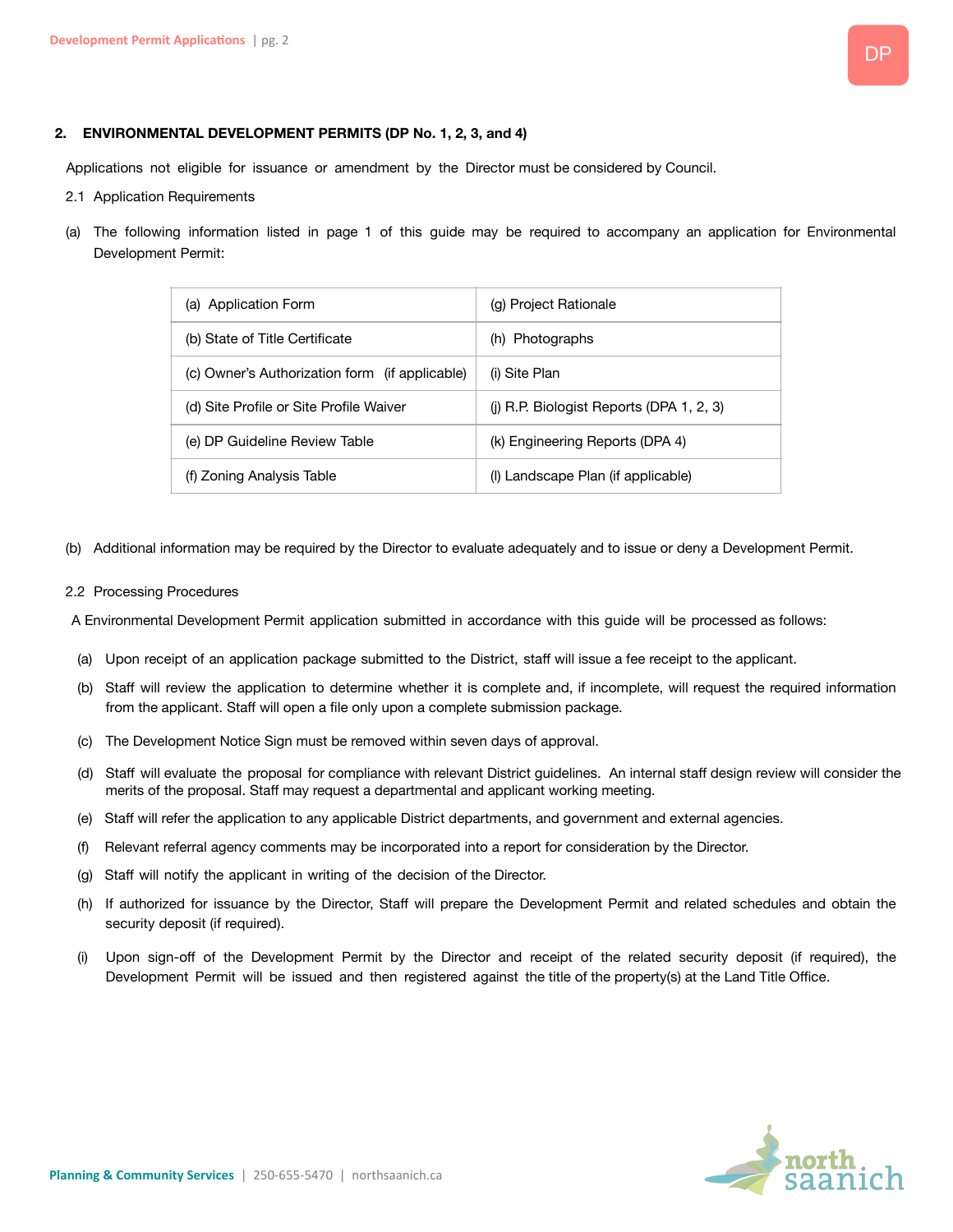## 2. ENVIRONMENTAL DEVELOPMENT PERMITS (DP No. 1, 2, 3, and 4)

Applications not eligible for issuance or amendment by the Director must be considered by Council.

### 2.1 Application Requirements

(a) The following information listed in page 1 of this guide may be required to accompany an application for Environmental Development Permit:

| | |
|---|---|
| (a) Application Form | (g) Project Rationale |
| (b) State of Title Certificate | (h) Photographs |
| (c) Owner's Authorization form (if applicable) | (i) Site Plan |
| (d) Site Profile or Site Profile Waiver | (j) R.P. Biologist Reports (DPA 1, 2, 3) |
| (e) DP Guideline Review Table | (k) Engineering Reports (DPA 4) |
| (f) Zoning Analysis Table | (l) Landscape Plan (if applicable) |

(b) Additional information may be required by the Director to evaluate adequately and to issue or deny a Development Permit.

### 2.2 Processing Procedures

A Environmental Development Permit application submitted in accordance with this guide will be processed as follows:

(a) Upon receipt of an application package submitted to the District, staff will issue a fee receipt to the applicant.

(b) Staff will review the application to determine whether it is complete and, if incomplete, will request the required information from the applicant. Staff will open a file only upon a complete submission package.

(c) The Development Notice Sign must be removed within seven days of approval.

(d) Staff will evaluate the proposal for compliance with relevant District guidelines. An internal staff design review will consider the merits of the proposal. Staff may request a departmental and applicant working meeting.

(e) Staff will refer the application to any applicable District departments, and government and external agencies.

(f) Relevant referral agency comments may be incorporated into a report for consideration by the Director.

(g) Staff will notify the applicant in writing of the decision of the Director.

(h) If authorized for issuance by the Director, Staff will prepare the Development Permit and related schedules and obtain the security deposit (if required).

(i) Upon sign-off of the Development Permit by the Director and receipt of the related security deposit (if required), the Development Permit will be issued and then registered against the title of the property(s) at the Land Title Office.